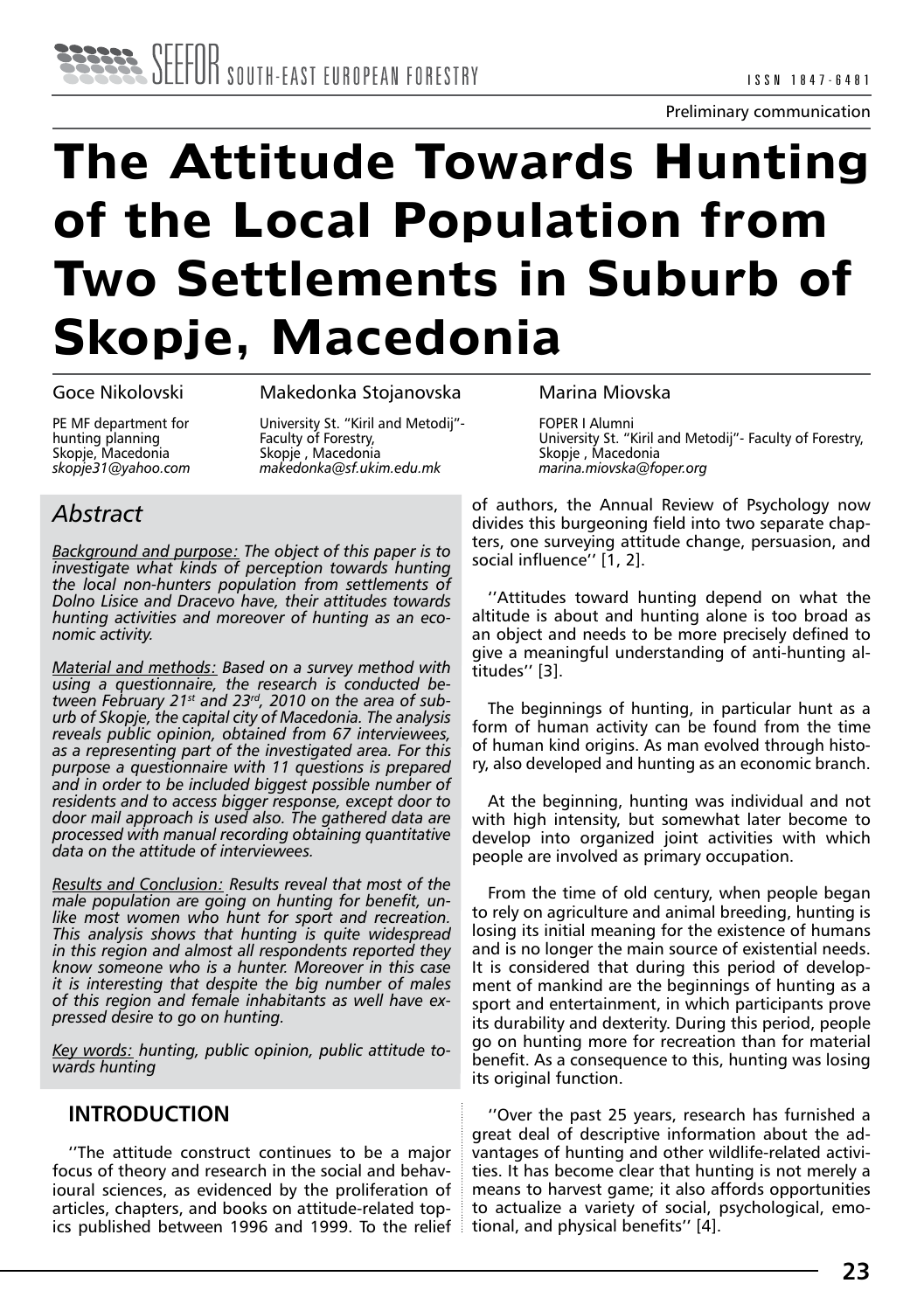Preliminary communication

# The Attitude Towards Hunting of the Local Population from Two Settlements in Suburb of Skopje, Macedonia

Goce Nikolovski

PE MF department for hunting planning
Skopje, Macedonia
*skopje31@yahoo.com*

Makedonka Stojanovska

University St. "Kiril and Metodij"- Faculty of Forestry,
Skopje , Macedonia
*makedonka@sf.ukim.edu.mk*

Marina Miovska

FOPER I Alumni
University St. "Kiril and Metodij"- Faculty of Forestry,
Skopje , Macedonia
*marina.miovska@foper.org*

## *Abstract*

*Background and purpose: The object of this paper is to investigate what kinds of perception towards hunting the local non-hunters population from settlements of Dolno Lisice and Dracevo have, their attitudes towards hunting activities and moreover of hunting as an economic activity.*

*Material and methods: Based on a survey method with using a questionnaire, the research is conducted between February 21st and 23rd, 2010 on the area of suburb of Skopje, the capital city of Macedonia. The analysis reveals public opinion, obtained from 67 interviewees, as a representing part of the investigated area. For this purpose a questionnaire with 11 questions is prepared and in order to be included biggest possible number of residents and to access bigger response, except door to door mail approach is used also. The gathered data are processed with manual recording obtaining quantitative data on the attitude of interviewees.*

*Results and Conclusion: Results reveal that most of the male population are going on hunting for benefit, unlike most women who hunt for sport and recreation. This analysis shows that hunting is quite widespread in this region and almost all respondents reported they know someone who is a hunter. Moreover in this case it is interesting that despite the big number of males of this region and female inhabitants as well have expressed desire to go on hunting.*

*Key words: hunting, public opinion, public attitude towards hunting*

## INTRODUCTION

''The attitude construct continues to be a major focus of theory and research in the social and behavioural sciences, as evidenced by the proliferation of articles, chapters, and books on attitude-related topics published between 1996 and 1999. To the relief of authors, the Annual Review of Psychology now divides this burgeoning field into two separate chapters, one surveying attitude change, persuasion, and social influence'' [1, 2].

''Attitudes toward hunting depend on what the altitude is about and hunting alone is too broad as an object and needs to be more precisely defined to give a meaningful understanding of anti-hunting altitudes'' [3].

The beginnings of hunting, in particular hunt as a form of human activity can be found from the time of human kind origins. As man evolved through history, also developed and hunting as an economic branch.

At the beginning, hunting was individual and not with high intensity, but somewhat later become to develop into organized joint activities with which people are involved as primary occupation.

From the time of old century, when people began to rely on agriculture and animal breeding, hunting is losing its initial meaning for the existence of humans and is no longer the main source of existential needs. It is considered that during this period of development of mankind are the beginnings of hunting as a sport and entertainment, in which participants prove its durability and dexterity. During this period, people go on hunting more for recreation than for material benefit. As a consequence to this, hunting was losing its original function.

''Over the past 25 years, research has furnished a great deal of descriptive information about the advantages of hunting and other wildlife-related activities. It has become clear that hunting is not merely a means to harvest game; it also affords opportunities to actualize a variety of social, psychological, emotional, and physical benefits'' [4].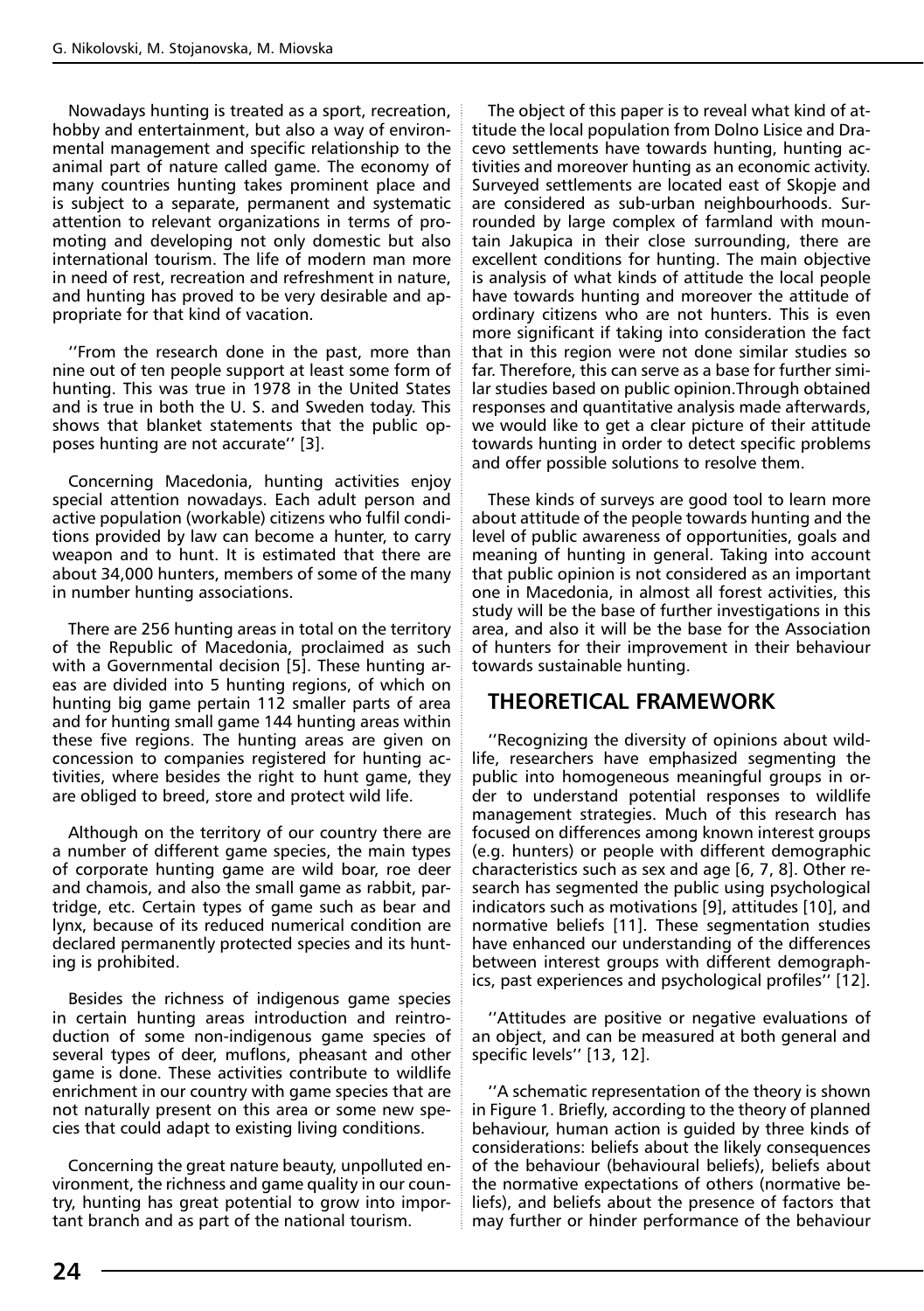Nowadays hunting is treated as a sport, recreation, hobby and entertainment, but also a way of environmental management and specific relationship to the animal part of nature called game. The economy of many countries hunting takes prominent place and is subject to a separate, permanent and systematic attention to relevant organizations in terms of promoting and developing not only domestic but also international tourism. The life of modern man more in need of rest, recreation and refreshment in nature, and hunting has proved to be very desirable and appropriate for that kind of vacation.

''From the research done in the past, more than nine out of ten people support at least some form of hunting. This was true in 1978 in the United States and is true in both the U. S. and Sweden today. This shows that blanket statements that the public opposes hunting are not accurate'' [3].

Concerning Macedonia, hunting activities enjoy special attention nowadays. Each adult person and active population (workable) citizens who fulfil conditions provided by law can become a hunter, to carry weapon and to hunt. It is estimated that there are about 34,000 hunters, members of some of the many in number hunting associations.

There are 256 hunting areas in total on the territory of the Republic of Macedonia, proclaimed as such with a Governmental decision [5]. These hunting areas are divided into 5 hunting regions, of which on hunting big game pertain 112 smaller parts of area and for hunting small game 144 hunting areas within these five regions. The hunting areas are given on concession to companies registered for hunting activities, where besides the right to hunt game, they are obliged to breed, store and protect wild life.

Although on the territory of our country there are a number of different game species, the main types of corporate hunting game are wild boar, roe deer and chamois, and also the small game as rabbit, partridge, etc. Certain types of game such as bear and lynx, because of its reduced numerical condition are declared permanently protected species and its hunting is prohibited.

Besides the richness of indigenous game species in certain hunting areas introduction and reintroduction of some non-indigenous game species of several types of deer, muflons, pheasant and other game is done. These activities contribute to wildlife enrichment in our country with game species that are not naturally present on this area or some new species that could adapt to existing living conditions.

Concerning the great nature beauty, unpolluted environment, the richness and game quality in our country, hunting has great potential to grow into important branch and as part of the national tourism.

The object of this paper is to reveal what kind of attitude the local population from Dolno Lisice and Dracevo settlements have towards hunting, hunting activities and moreover hunting as an economic activity. Surveyed settlements are located east of Skopje and are considered as sub-urban neighbourhoods. Surrounded by large complex of farmland with mountain Jakupica in their close surrounding, there are excellent conditions for hunting. The main objective is analysis of what kinds of attitude the local people have towards hunting and moreover the attitude of ordinary citizens who are not hunters. This is even more significant if taking into consideration the fact that in this region were not done similar studies so far. Therefore, this can serve as a base for further similar studies based on public opinion.Through obtained responses and quantitative analysis made afterwards, we would like to get a clear picture of their attitude towards hunting in order to detect specific problems and offer possible solutions to resolve them.

These kinds of surveys are good tool to learn more about attitude of the people towards hunting and the level of public awareness of opportunities, goals and meaning of hunting in general. Taking into account that public opinion is not considered as an important one in Macedonia, in almost all forest activities, this study will be the base of further investigations in this area, and also it will be the base for the Association of hunters for their improvement in their behaviour towards sustainable hunting.

## THEORETICAL FRAMEWORK

''Recognizing the diversity of opinions about wildlife, researchers have emphasized segmenting the public into homogeneous meaningful groups in order to understand potential responses to wildlife management strategies. Much of this research has focused on differences among known interest groups (e.g. hunters) or people with different demographic characteristics such as sex and age [6, 7, 8]. Other research has segmented the public using psychological indicators such as motivations [9], attitudes [10], and normative beliefs [11]. These segmentation studies have enhanced our understanding of the differences between interest groups with different demographics, past experiences and psychological profiles'' [12].

''Attitudes are positive or negative evaluations of an object, and can be measured at both general and specific levels'' [13, 12].

''A schematic representation of the theory is shown in Figure 1. Briefly, according to the theory of planned behaviour, human action is guided by three kinds of considerations: beliefs about the likely consequences of the behaviour (behavioural beliefs), beliefs about the normative expectations of others (normative beliefs), and beliefs about the presence of factors that may further or hinder performance of the behaviour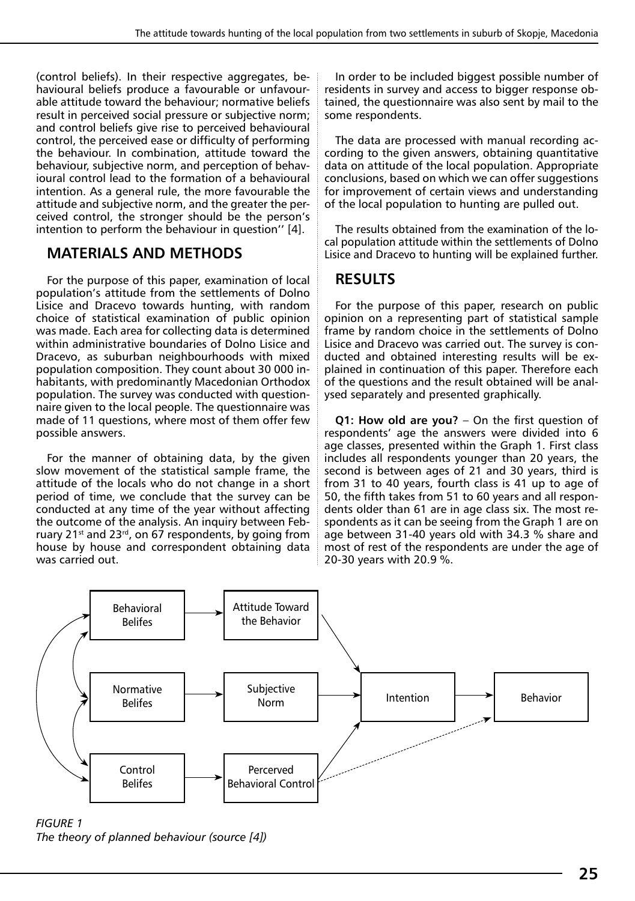(control beliefs). In their respective aggregates, behavioural beliefs produce a favourable or unfavourable attitude toward the behaviour; normative beliefs result in perceived social pressure or subjective norm; and control beliefs give rise to perceived behavioural control, the perceived ease or difficulty of performing the behaviour. In combination, attitude toward the behaviour, subjective norm, and perception of behavioural control lead to the formation of a behavioural intention. As a general rule, the more favourable the attitude and subjective norm, and the greater the perceived control, the stronger should be the person's intention to perform the behaviour in question'' [4].

## MATERIALS AND METHODS

For the purpose of this paper, examination of local population's attitude from the settlements of Dolno Lisice and Dracevo towards hunting, with random choice of statistical examination of public opinion was made. Each area for collecting data is determined within administrative boundaries of Dolno Lisice and Dracevo, as suburban neighbourhoods with mixed population composition. They count about 30 000 inhabitants, with predominantly Macedonian Orthodox population. The survey was conducted with questionnaire given to the local people. The questionnaire was made of 11 questions, where most of them offer few possible answers.

For the manner of obtaining data, by the given slow movement of the statistical sample frame, the attitude of the locals who do not change in a short period of time, we conclude that the survey can be conducted at any time of the year without affecting the outcome of the analysis. An inquiry between February 21st and 23rd, on 67 respondents, by going from house by house and correspondent obtaining data was carried out.

In order to be included biggest possible number of residents in survey and access to bigger response obtained, the questionnaire was also sent by mail to the some respondents.

The data are processed with manual recording according to the given answers, obtaining quantitative data on attitude of the local population. Appropriate conclusions, based on which we can offer suggestions for improvement of certain views and understanding of the local population to hunting are pulled out.

The results obtained from the examination of the local population attitude within the settlements of Dolno Lisice and Dracevo to hunting will be explained further.

## RESULTS

For the purpose of this paper, research on public opinion on a representing part of statistical sample frame by random choice in the settlements of Dolno Lisice and Dracevo was carried out. The survey is conducted and obtained interesting results will be explained in continuation of this paper. Therefore each of the questions and the result obtained will be analysed separately and presented graphically.

**Q1: How old are you?** – On the first question of respondents' age the answers were divided into 6 age classes, presented within the Graph 1. First class includes all respondents younger than 20 years, the second is between ages of 21 and 30 years, third is from 31 to 40 years, fourth class is 41 up to age of 50, the fifth takes from 51 to 60 years and all respondents older than 61 are in age class six. The most respondents as it can be seeing from the Graph 1 are on age between 31-40 years old with 34.3 % share and most of rest of the respondents are under the age of 20-30 years with 20.9 %.

Behavioral Belifes → Attitude Toward the Behavior
Normative Belifes → Subjective Norm
Control Belifes → Percerved Behavioral Control
Attitude Toward the Behavior, Subjective Norm, Percerved Behavioral Control → Intention → Behavior

*FIGURE 1*
*The theory of planned behaviour (source [4])*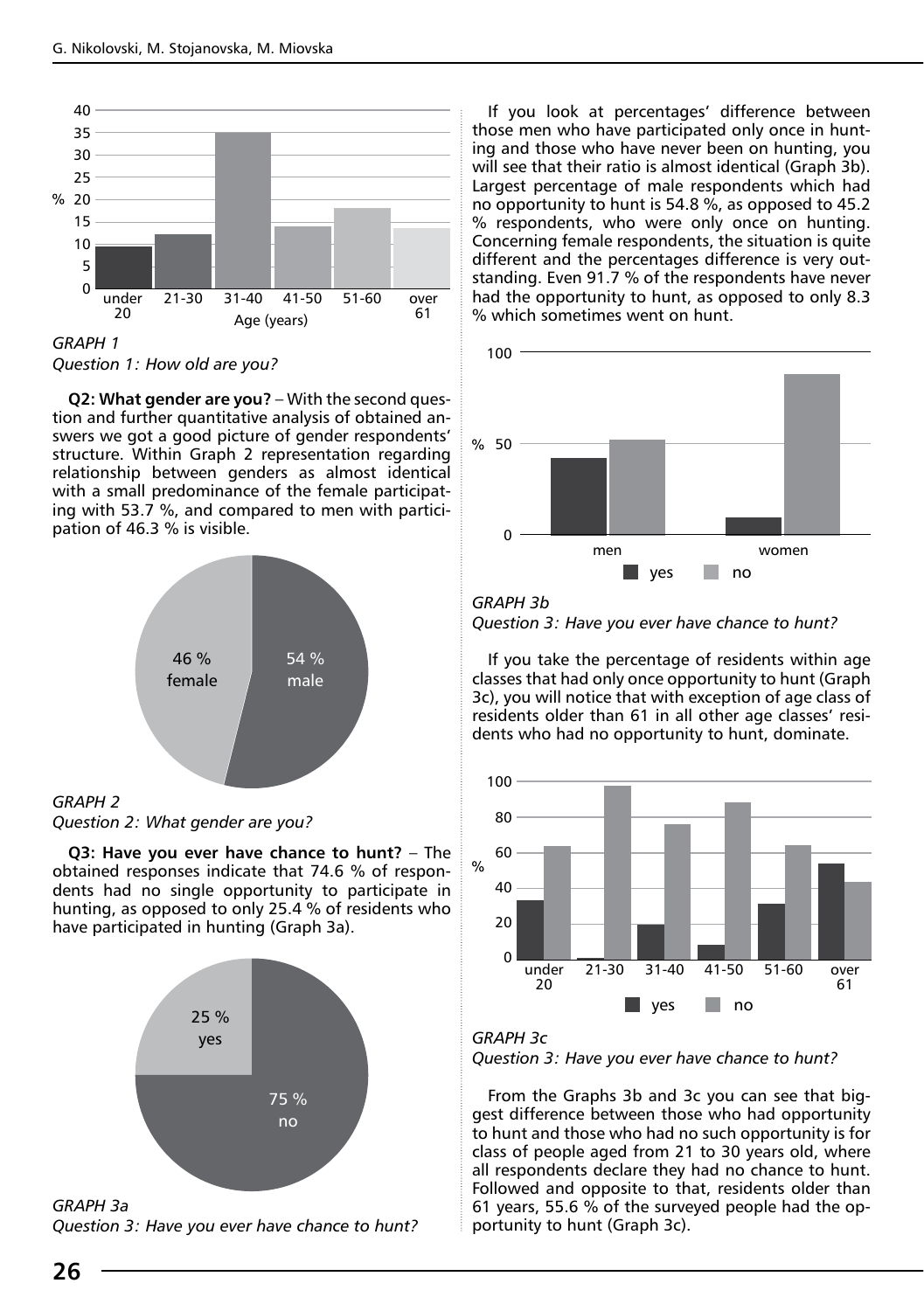GRAPH 1
*Question 1: How old are you?*

**Q2: What gender are you?** – With the second question and further quantitative analysis of obtained answers we got a good picture of gender respondents' structure. Within Graph 2 representation regarding relationship between genders as almost identical with a small predominance of the female participating with 53.7 %, and compared to men with participation of 46.3 % is visible.

GRAPH 2
*Question 2: What gender are you?*

**Q3: Have you ever have chance to hunt?** – The obtained responses indicate that 74.6 % of respondents had no single opportunity to participate in hunting, as opposed to only 25.4 % of residents who have participated in hunting (Graph 3a).

GRAPH 3a
*Question 3: Have you ever have chance to hunt?*

If you look at percentages' difference between those men who have participated only once in hunting and those who have never been on hunting, you will see that their ratio is almost identical (Graph 3b). Largest percentage of male respondents which had no opportunity to hunt is 54.8 %, as opposed to 45.2 % respondents, who were only once on hunting. Concerning female respondents, the situation is quite different and the percentages difference is very outstanding. Even 91.7 % of the respondents have never had the opportunity to hunt, as opposed to only 8.3 % which sometimes went on hunt.

GRAPH 3b
*Question 3: Have you ever have chance to hunt?*

If you take the percentage of residents within age classes that had only once opportunity to hunt (Graph 3c), you will notice that with exception of age class of residents older than 61 in all other age classes' residents who had no opportunity to hunt, dominate.

GRAPH 3c
*Question 3: Have you ever have chance to hunt?*

From the Graphs 3b and 3c you can see that biggest difference between those who had opportunity to hunt and those who had no such opportunity is for class of people aged from 21 to 30 years old, where all respondents declare they had no chance to hunt. Followed and opposite to that, residents older than 61 years, 55.6 % of the surveyed people had the opportunity to hunt (Graph 3c).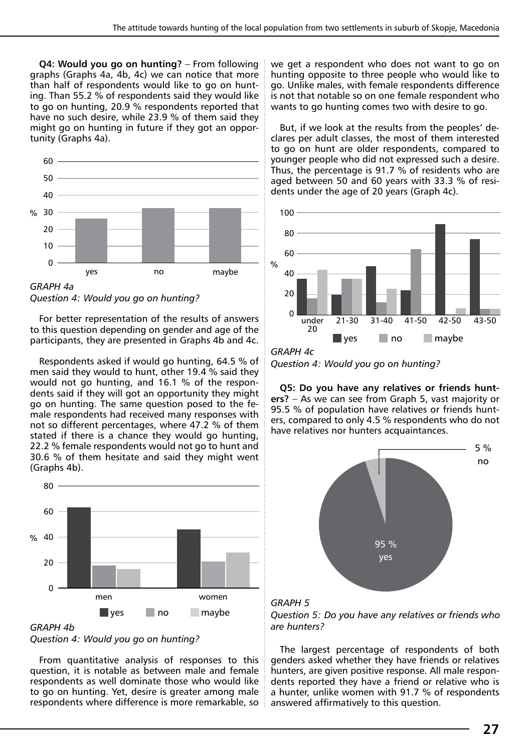**Q4: Would you go on hunting?** – From following graphs (Graphs 4a, 4b, 4c) we can notice that more than half of respondents would like to go on hunting. Than 55.2 % of respondents said they would like to go on hunting, 20.9 % respondents reported that have no such desire, while 23.9 % of them said they might go on hunting in future if they got an opportunity (Graphs 4a).

*GRAPH 4a*
*Question 4: Would you go on hunting?*

For better representation of the results of answers to this question depending on gender and age of the participants, they are presented in Graphs 4b and 4c.

Respondents asked if would go hunting, 64.5 % of men said they would to hunt, other 19.4 % said they would not go hunting, and 16.1 % of the respondents said if they will got an opportunity they might go on hunting. The same question posed to the female respondents had received many responses with not so different percentages, where 47.2 % of them stated if there is a chance they would go hunting, 22.2 % female respondents would not go to hunt and 30.6 % of them hesitate and said they might went (Graphs 4b).

*GRAPH 4b*
*Question 4: Would you go on hunting?*

From quantitative analysis of responses to this question, it is notable as between male and female respondents as well dominate those who would like to go on hunting. Yet, desire is greater among male respondents where difference is more remarkable, so we get a respondent who does not want to go on hunting opposite to three people who would like to go. Unlike males, with female respondents difference is not that notable so on one female respondent who wants to go hunting comes two with desire to go.

But, if we look at the results from the peoples' declares per adult classes, the most of them interested to go on hunt are older respondents, compared to younger people who did not expressed such a desire. Thus, the percentage is 91.7 % of residents who are aged between 50 and 60 years with 33.3 % of residents under the age of 20 years (Graph 4c).

*GRAPH 4c*
*Question 4: Would you go on hunting?*

**Q5: Do you have any relatives or friends hunters?** – As we can see from Graph 5, vast majority or 95.5 % of population have relatives or friends hunters, compared to only 4.5 % respondents who do not have relatives nor hunters acquaintances.

*GRAPH 5*
*Question 5: Do you have any relatives or friends who are hunters?*

The largest percentage of respondents of both genders asked whether they have friends or relatives hunters, are given positive response. All male respondents reported they have a friend or relative who is a hunter, unlike women with 91.7 % of respondents answered affirmatively to this question.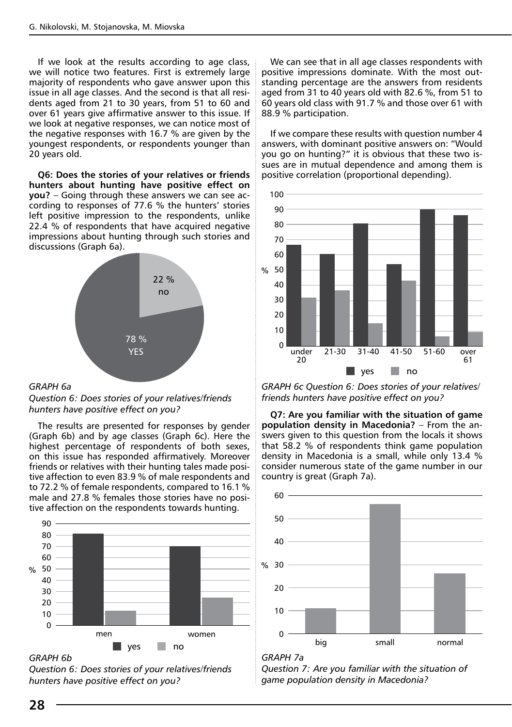If we look at the results according to age class, we will notice two features. First is extremely large majority of respondents who gave answer upon this issue in all age classes. And the second is that all residents aged from 21 to 30 years, from 51 to 60 and over 61 years give affirmative answer to this issue. If we look at negative responses, we can notice most of the negative responses with 16.7 % are given by the youngest respondents, or respondents younger than 20 years old.

**Q6: Does the stories of your relatives or friends hunters about hunting have positive effect on you?** – Going through these answers we can see according to responses of 77.6 % the hunters' stories left positive impression to the respondents, unlike 22.4 % of respondents that have acquired negative impressions about hunting through such stories and discussions (Graph 6a).

*GRAPH 6a*

*Question 6: Does stories of your relatives/friends hunters have positive effect on you?*

The results are presented for responses by gender (Graph 6b) and by age classes (Graph 6c). Here the highest percentage of respondents of both sexes, on this issue has responded affirmatively. Moreover friends or relatives with their hunting tales made positive affection to even 83.9 % of male respondents and to 72.2 % of female respondents, compared to 16.1 % male and 27.8 % females those stories have no positive affection on the respondents towards hunting.

*GRAPH 6b*

*Question 6: Does stories of your relatives/friends hunters have positive effect on you?*

We can see that in all age classes respondents with positive impressions dominate. With the most outstanding percentage are the answers from residents aged from 31 to 40 years old with 82.6 %, from 51 to 60 years old class with 91.7 % and those over 61 with 88.9 % participation.

If we compare these results with question number 4 answers, with dominant positive answers on: "Would you go on hunting?" it is obvious that these two issues are in mutual dependence and among them is positive correlation (proportional depending).

*GRAPH 6c Question 6: Does stories of your relatives/friends hunters have positive effect on you?*

**Q7: Are you familiar with the situation of game population density in Macedonia?** – From the answers given to this question from the locals it shows that 58.2 % of respondents think game population density in Macedonia is a small, while only 13.4 % consider numerous state of the game number in our country is great (Graph 7a).

*GRAPH 7a*

*Question 7: Are you familiar with the situation of game population density in Macedonia?*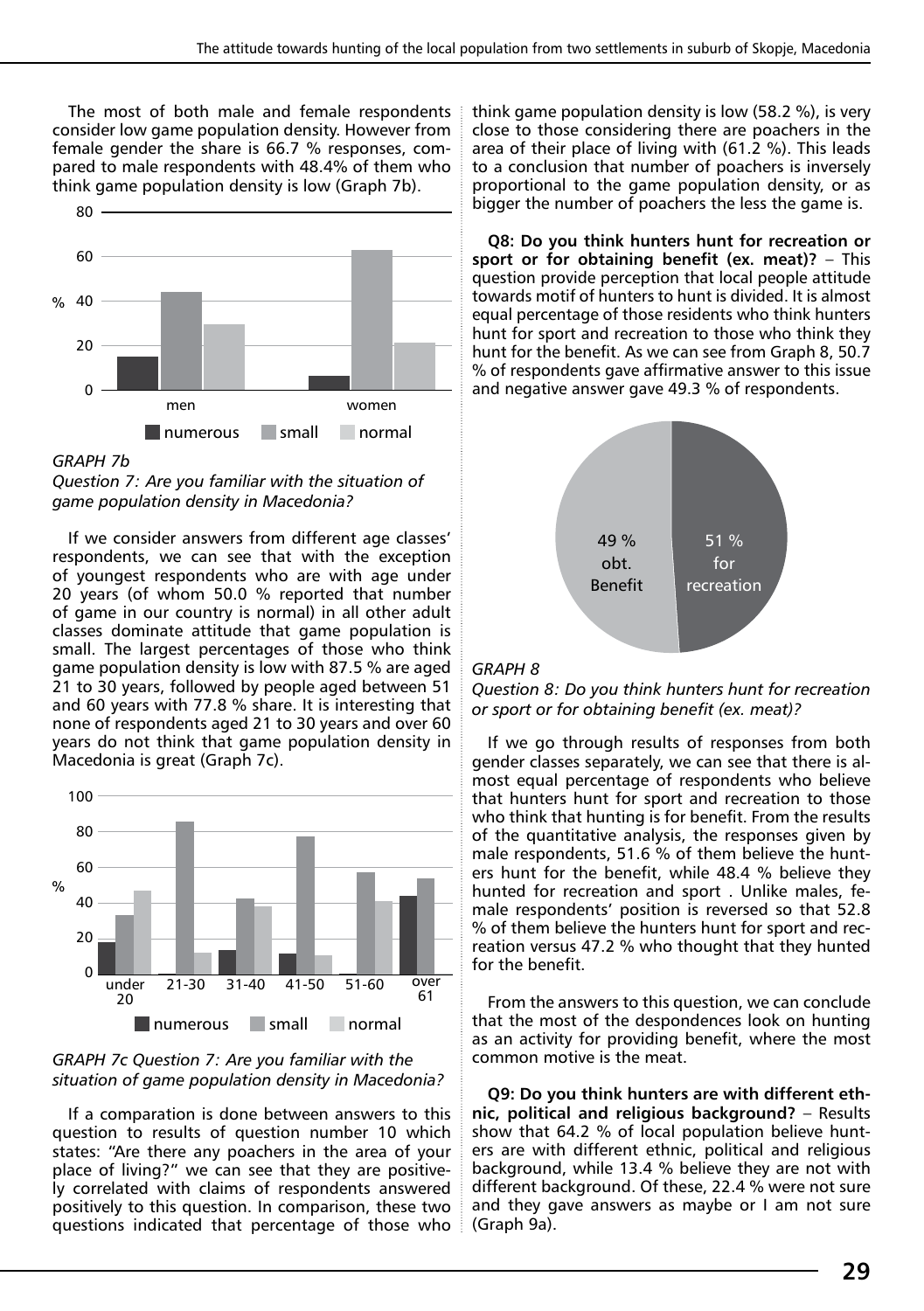The most of both male and female respondents consider low game population density. However from female gender the share is 66.7 % responses, compared to male respondents with 48.4% of them who think game population density is low (Graph 7b).

*GRAPH 7b*
*Question 7: Are you familiar with the situation of game population density in Macedonia?*

If we consider answers from different age classes' respondents, we can see that with the exception of youngest respondents who are with age under 20 years (of whom 50.0 % reported that number of game in our country is normal) in all other adult classes dominate attitude that game population is small. The largest percentages of those who think game population density is low with 87.5 % are aged 21 to 30 years, followed by people aged between 51 and 60 years with 77.8 % share. It is interesting that none of respondents aged 21 to 30 years and over 60 years do not think that game population density in Macedonia is great (Graph 7c).

*GRAPH 7c Question 7: Are you familiar with the situation of game population density in Macedonia?*

If a comparation is done between answers to this question to results of question number 10 which states: "Are there any poachers in the area of your place of living?" we can see that they are positively correlated with claims of respondents answered positively to this question. In comparison, these two questions indicated that percentage of those who think game population density is low (58.2 %), is very close to those considering there are poachers in the area of their place of living with (61.2 %). This leads to a conclusion that number of poachers is inversely proportional to the game population density, or as bigger the number of poachers the less the game is.

**Q8: Do you think hunters hunt for recreation or sport or for obtaining benefit (ex. meat)?** – This question provide perception that local people attitude towards motif of hunters to hunt is divided. It is almost equal percentage of those residents who think hunters hunt for sport and recreation to those who think they hunt for the benefit. As we can see from Graph 8, 50.7 % of respondents gave affirmative answer to this issue and negative answer gave 49.3 % of respondents.

*GRAPH 8*
*Question 8: Do you think hunters hunt for recreation or sport or for obtaining benefit (ex. meat)?*

If we go through results of responses from both gender classes separately, we can see that there is almost equal percentage of respondents who believe that hunters hunt for sport and recreation to those who think that hunting is for benefit. From the results of the quantitative analysis, the responses given by male respondents, 51.6 % of them believe the hunters hunt for the benefit, while 48.4 % believe they hunted for recreation and sport . Unlike males, female respondents' position is reversed so that 52.8 % of them believe the hunters hunt for sport and recreation versus 47.2 % who thought that they hunted for the benefit.

From the answers to this question, we can conclude that the most of the despondences look on hunting as an activity for providing benefit, where the most common motive is the meat.

**Q9: Do you think hunters are with different ethnic, political and religious background?** – Results show that 64.2 % of local population believe hunters are with different ethnic, political and religious background, while 13.4 % believe they are not with different background. Of these, 22.4 % were not sure and they gave answers as maybe or I am not sure (Graph 9a).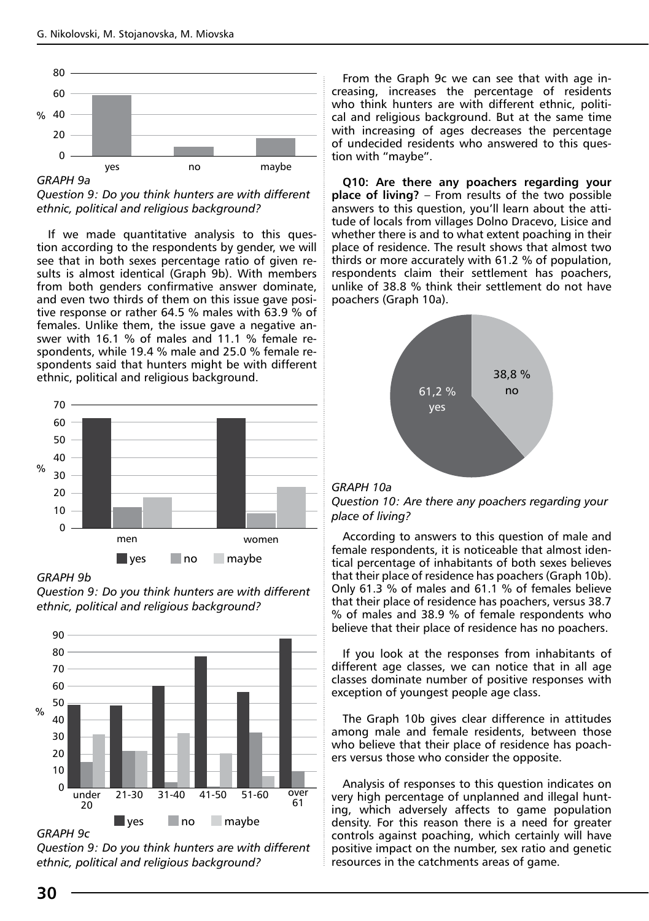GRAPH 9a

*Question 9: Do you think hunters are with different ethnic, political and religious background?*

If we made quantitative analysis to this question according to the respondents by gender, we will see that in both sexes percentage ratio of given results is almost identical (Graph 9b). With members from both genders confirmative answer dominate, and even two thirds of them on this issue gave positive response or rather 64.5 % males with 63.9 % of females. Unlike them, the issue gave a negative answer with 16.1 % of males and 11.1 % female respondents, while 19.4 % male and 25.0 % female respondents said that hunters might be with different ethnic, political and religious background.

GRAPH 9b

*Question 9: Do you think hunters are with different ethnic, political and religious background?*

GRAPH 9c

*Question 9: Do you think hunters are with different ethnic, political and religious background?*

From the Graph 9c we can see that with age increasing, increases the percentage of residents who think hunters are with different ethnic, political and religious background. But at the same time with increasing of ages decreases the percentage of undecided residents who answered to this question with "maybe".

**Q10: Are there any poachers regarding your place of living?** – From results of the two possible answers to this question, you'll learn about the attitude of locals from villages Dolno Dracevo, Lisice and whether there is and to what extent poaching in their place of residence. The result shows that almost two thirds or more accurately with 61.2 % of population, respondents claim their settlement has poachers, unlike of 38.8 % think their settlement do not have poachers (Graph 10a).

GRAPH 10a

*Question 10: Are there any poachers regarding your place of living?*

According to answers to this question of male and female respondents, it is noticeable that almost identical percentage of inhabitants of both sexes believes that their place of residence has poachers (Graph 10b). Only 61.3 % of males and 61.1 % of females believe that their place of residence has poachers, versus 38.7 % of males and 38.9 % of female respondents who believe that their place of residence has no poachers.

If you look at the responses from inhabitants of different age classes, we can notice that in all age classes dominate number of positive responses with exception of youngest people age class.

The Graph 10b gives clear difference in attitudes among male and female residents, between those who believe that their place of residence has poachers versus those who consider the opposite.

Analysis of responses to this question indicates on very high percentage of unplanned and illegal hunting, which adversely affects to game population density. For this reason there is a need for greater controls against poaching, which certainly will have positive impact on the number, sex ratio and genetic resources in the catchments areas of game.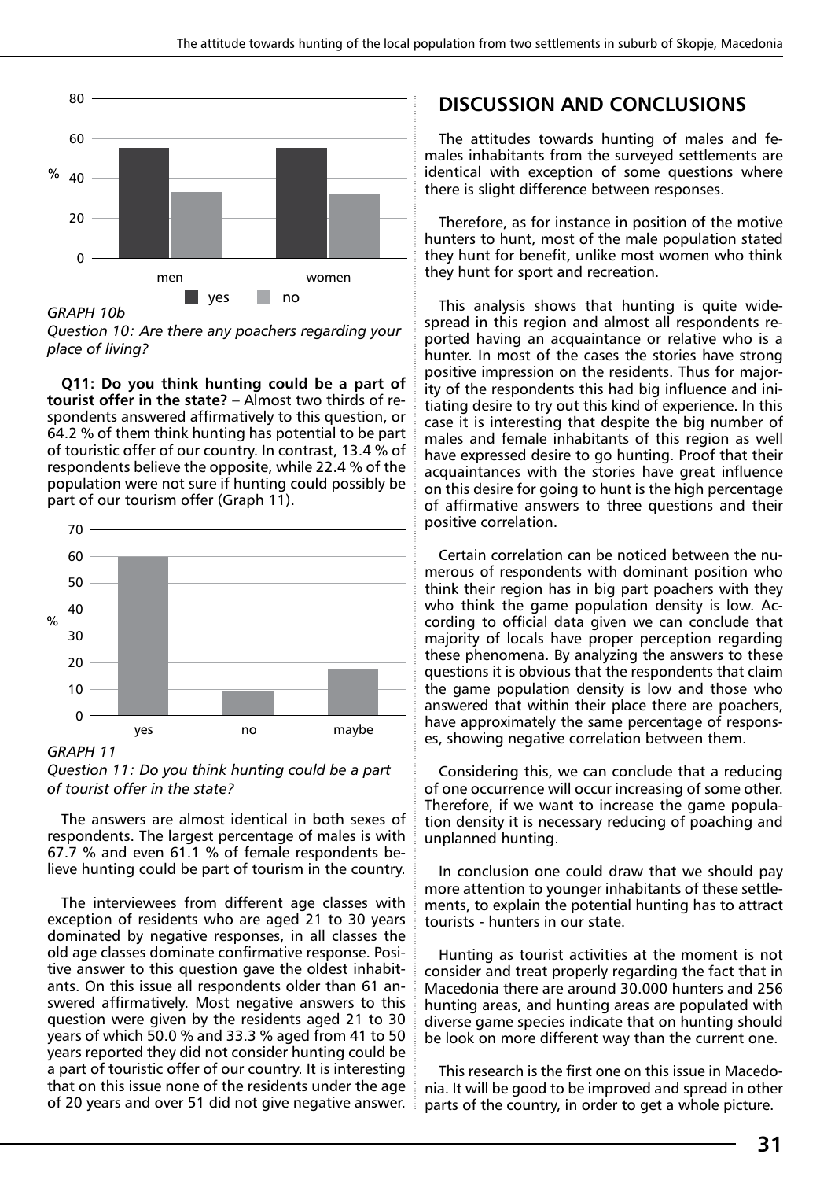*GRAPH 10b*

*Question 10: Are there any poachers regarding your place of living?*

**Q11: Do you think hunting could be a part of tourist offer in the state?** – Almost two thirds of respondents answered affirmatively to this question, or 64.2 % of them think hunting has potential to be part of touristic offer of our country. In contrast, 13.4 % of respondents believe the opposite, while 22.4 % of the population were not sure if hunting could possibly be part of our tourism offer (Graph 11).

*GRAPH 11*

*Question 11: Do you think hunting could be a part of tourist offer in the state?*

The answers are almost identical in both sexes of respondents. The largest percentage of males is with 67.7 % and even 61.1 % of female respondents believe hunting could be part of tourism in the country.

The interviewees from different age classes with exception of residents who are aged 21 to 30 years dominated by negative responses, in all classes the old age classes dominate confirmative response. Positive answer to this question gave the oldest inhabitants. On this issue all respondents older than 61 answered affirmatively. Most negative answers to this question were given by the residents aged 21 to 30 years of which 50.0 % and 33.3 % aged from 41 to 50 years reported they did not consider hunting could be a part of touristic offer of our country. It is interesting that on this issue none of the residents under the age of 20 years and over 51 did not give negative answer.

## DISCUSSION AND CONCLUSIONS

The attitudes towards hunting of males and females inhabitants from the surveyed settlements are identical with exception of some questions where there is slight difference between responses.

Therefore, as for instance in position of the motive hunters to hunt, most of the male population stated they hunt for benefit, unlike most women who think they hunt for sport and recreation.

This analysis shows that hunting is quite widespread in this region and almost all respondents reported having an acquaintance or relative who is a hunter. In most of the cases the stories have strong positive impression on the residents. Thus for majority of the respondents this had big influence and initiating desire to try out this kind of experience. In this case it is interesting that despite the big number of males and female inhabitants of this region as well have expressed desire to go hunting. Proof that their acquaintances with the stories have great influence on this desire for going to hunt is the high percentage of affirmative answers to three questions and their positive correlation.

Certain correlation can be noticed between the numerous of respondents with dominant position who think their region has in big part poachers with they who think the game population density is low. According to official data given we can conclude that majority of locals have proper perception regarding these phenomena. By analyzing the answers to these questions it is obvious that the respondents that claim the game population density is low and those who answered that within their place there are poachers, have approximately the same percentage of responses, showing negative correlation between them.

Considering this, we can conclude that a reducing of one occurrence will occur increasing of some other. Therefore, if we want to increase the game population density it is necessary reducing of poaching and unplanned hunting.

In conclusion one could draw that we should pay more attention to younger inhabitants of these settlements, to explain the potential hunting has to attract tourists - hunters in our state.

Hunting as tourist activities at the moment is not consider and treat properly regarding the fact that in Macedonia there are around 30.000 hunters and 256 hunting areas, and hunting areas are populated with diverse game species indicate that on hunting should be look on more different way than the current one.

This research is the first one on this issue in Macedonia. It will be good to be improved and spread in other parts of the country, in order to get a whole picture.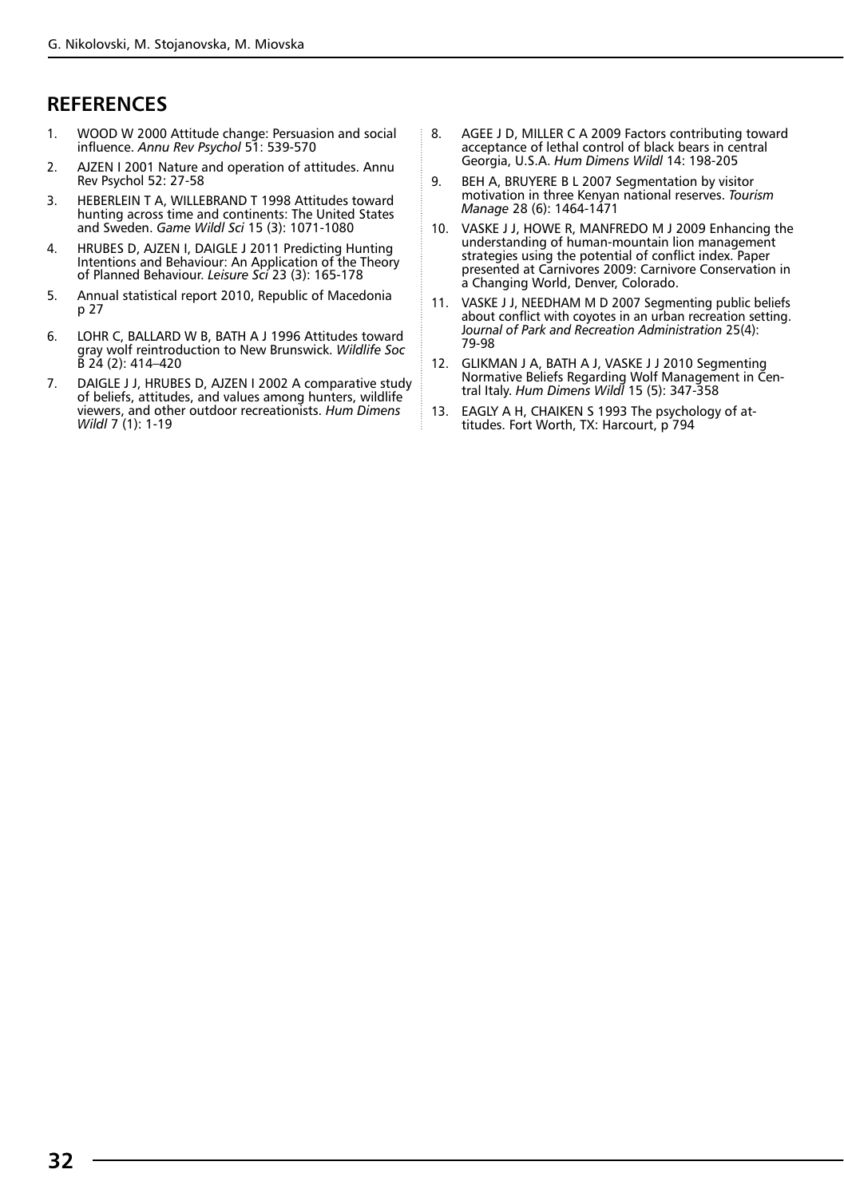## REFERENCES

1. WOOD W 2000 Attitude change: Persuasion and social influence. *Annu Rev Psychol* 51: 539-570
2. AJZEN I 2001 Nature and operation of attitudes. Annu Rev Psychol 52: 27-58
3. HEBERLEIN T A, WILLEBRAND T 1998 Attitudes toward hunting across time and continents: The United States and Sweden. *Game Wildl Sci* 15 (3): 1071-1080
4. HRUBES D, AJZEN I, DAIGLE J 2011 Predicting Hunting Intentions and Behaviour: An Application of the Theory of Planned Behaviour. *Leisure Sci* 23 (3): 165-178
5. Annual statistical report 2010, Republic of Macedonia p 27
6. LOHR C, BALLARD W B, BATH A J 1996 Attitudes toward gray wolf reintroduction to New Brunswick. *Wildlife Soc B* 24 (2): 414–420
7. DAIGLE J J, HRUBES D, AJZEN I 2002 A comparative study of beliefs, attitudes, and values among hunters, wildlife viewers, and other outdoor recreationists. *Hum Dimens Wildl* 7 (1): 1-19
8. AGEE J D, MILLER C A 2009 Factors contributing toward acceptance of lethal control of black bears in central Georgia, U.S.A. *Hum Dimens Wildl* 14: 198-205
9. BEH A, BRUYERE B L 2007 Segmentation by visitor motivation in three Kenyan national reserves. *Tourism Manage* 28 (6): 1464-1471
10. VASKE J J, HOWE R, MANFREDO M J 2009 Enhancing the understanding of human-mountain lion management strategies using the potential of conflict index. Paper presented at Carnivores 2009: Carnivore Conservation in a Changing World, Denver, Colorado.
11. VASKE J J, NEEDHAM M D 2007 Segmenting public beliefs about conflict with coyotes in an urban recreation setting. *Journal of Park and Recreation Administration* 25(4): 79-98
12. GLIKMAN J A, BATH A J, VASKE J J 2010 Segmenting Normative Beliefs Regarding Wolf Management in Central Italy. *Hum Dimens Wildl* 15 (5): 347-358
13. EAGLY A H, CHAIKEN S 1993 The psychology of attitudes. Fort Worth, TX: Harcourt, p 794